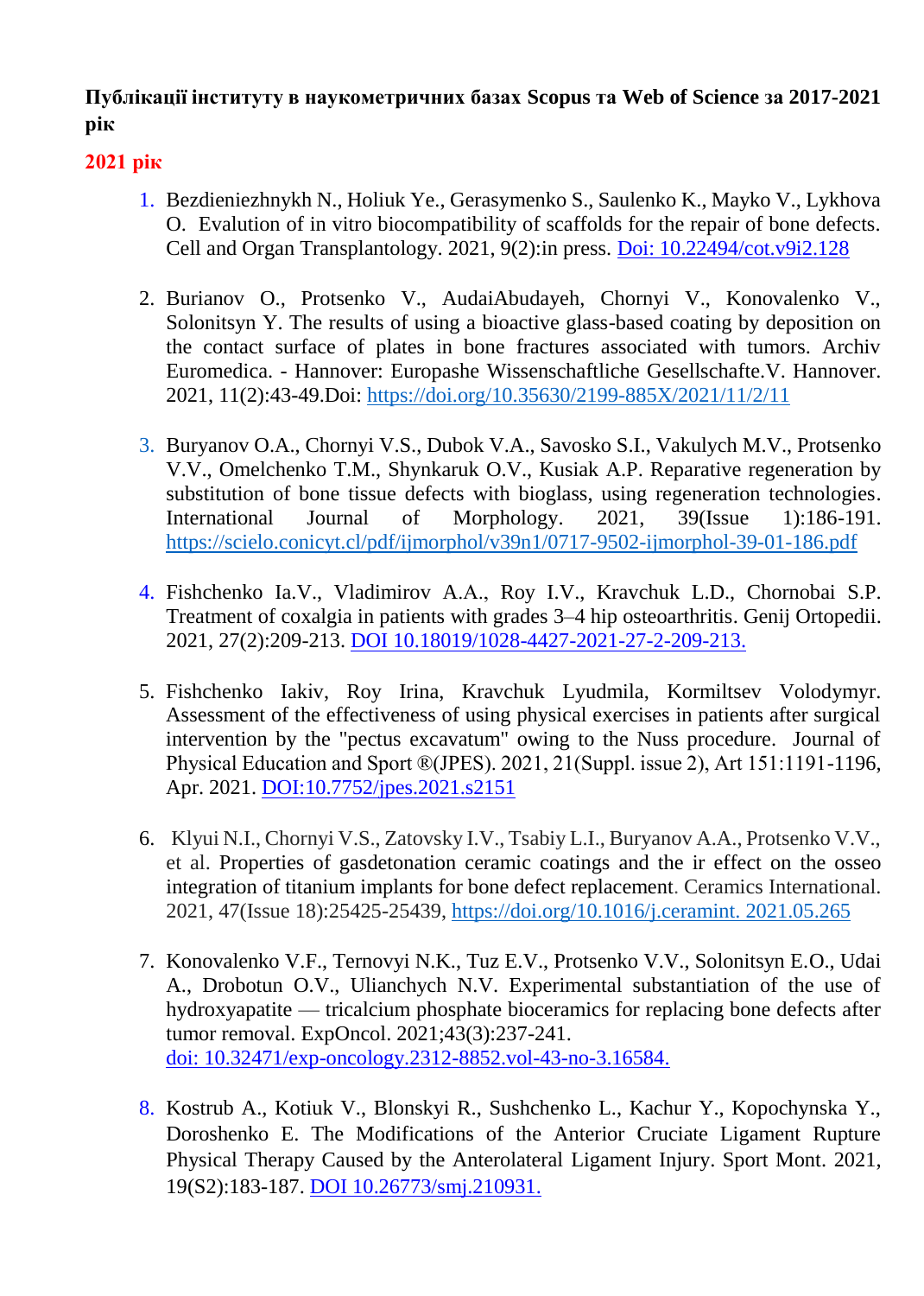**Публікації інституту в наукометричних базах Scopus та Web of Science за 2017-2021 рік**

**2021 рік**

1. Bezdieniezhnykh N., Holiuk Ye., Gerasymenko S., Saulenko K., Mayko V., Lykhova O. Evalution of in vitro biocompatibility of scaffolds for the repair of bone defects. Cell and Organ Transplantology. 2021, 9(2):in press. Doi: 10.22494/cot.v9i2.128

2. Burianov O., Protsenko V., AudaiAbudayeh, Chornyi V., Konovalenko V., Solonitsyn Y. The results of using a bioactive glass-based coating by deposition on the contact surface of plates in bone fractures associated with tumors. Archiv Euromedica. - Hannover: Europashe Wissenschaftliche Gesellschafte.V. Hannover. 2021, 11(2):43-49.Doi: https://doi.org/10.35630/2199-885X/2021/11/2/11

3. Buryanov O.A., Chornyi V.S., Dubok V.A., Savosko S.I., Vakulych M.V., Protsenko V.V., Omelchenko T.M., Shynkaruk O.V., Kusiak A.P. Reparative regeneration by substitution of bone tissue defects with bioglass, using regeneration technologies. International Journal of Morphology. 2021, 39(Issue 1):186-191. https://scielo.conicyt.cl/pdf/ijmorphol/v39n1/0717-9502-ijmorphol-39-01-186.pdf

4. Fishchenko Ia.V., Vladimirov A.A., Roy I.V., Kravchuk L.D., Chornobai S.P. Treatment of coxalgia in patients with grades 3–4 hip osteoarthritis. Genij Ortopedii. 2021, 27(2):209-213. DOI 10.18019/1028-4427-2021-27-2-209-213.

5. Fishchenko Iakiv, Roy Irina, Kravchuk Lyudmila, Kormiltsev Volodymyr. Assessment of the effectiveness of using physical exercises in patients after surgical intervention by the "pectus excavatum" owing to the Nuss procedure. Journal of Physical Education and Sport ®(JPES). 2021, 21(Suppl. issue 2), Art 151:1191-1196, Apr. 2021. DOI:10.7752/jpes.2021.s2151

6. Klyui N.I., Chornyi V.S., Zatovsky I.V., Tsabiy L.I., Buryanov A.A., Protsenko V.V., et al. Properties of gasdetonation ceramic coatings and the ir effect on the osseo integration of titanium implants for bone defect replacement. Ceramics International. 2021, 47(Issue 18):25425-25439, https://doi.org/10.1016/j.ceramint. 2021.05.265

7. Konovalenko V.F., Ternovyi N.K., Tuz E.V., Protsenko V.V., Solonitsyn E.O., Udai A., Drobotun O.V., Ulianchych N.V. Experimental substantiation of the use of hydroxyapatite — tricalcium phosphate bioceramics for replacing bone defects after tumor removal. ExpOncol. 2021;43(3):237-241. doi: 10.32471/exp-oncology.2312-8852.vol-43-no-3.16584.

8. Kostrub A., Kotiuk V., Blonskyi R., Sushchenko L., Kachur Y., Kopochynska Y., Doroshenko E. The Modifications of the Anterior Cruciate Ligament Rupture Physical Therapy Caused by the Anterolateral Ligament Injury. Sport Mont. 2021, 19(S2):183-187. DOI 10.26773/smj.210931.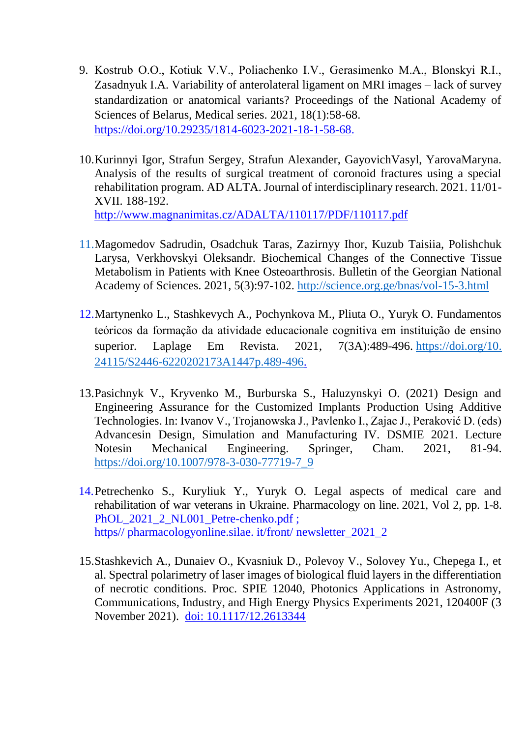9. Kostrub O.O., Kotiuk V.V., Poliachenko I.V., Gerasimenko M.A., Blonskyi R.I., Zasadnyuk I.A. Variability of anterolateral ligament on MRI images – lack of survey standardization or anatomical variants? Proceedings of the National Academy of Sciences of Belarus, Medical series. 2021, 18(1):58-68. https://doi.org/10.29235/1814-6023-2021-18-1-58-68.

10. Kurinnyi Igor, Strafun Sergey, Strafun Alexander, GayovichVasyl, YarovaMaryna. Analysis of the results of surgical treatment of coronoid fractures using a special rehabilitation program. AD ALTA. Journal of interdisciplinary research. 2021. 11/01-XVII. 188-192. http://www.magnanimitas.cz/ADALTA/110117/PDF/110117.pdf

11. Magomedov Sadrudin, Osadchuk Taras, Zazirnyy Ihor, Kuzub Taisiia, Polishchuk Larysa, Verkhovskyi Oleksandr. Biochemical Changes of the Connective Tissue Metabolism in Patients with Knee Osteoarthrosis. Bulletin of the Georgian National Academy of Sciences. 2021, 5(3):97-102. http://science.org.ge/bnas/vol-15-3.html

12. Martynenko L., Stashkevych A., Pochynkova M., Pliuta O., Yuryk O. Fundamentos teóricos da formação da atividade educacionale cognitiva em instituição de ensino superior. Laplage Em Revista. 2021, 7(3A):489-496. https://doi.org/10.24115/S2446-6220202173A1447p.489-496.

13. Pasichnyk V., Kryvenko M., Burburska S., Haluzynskyi O. (2021) Design and Engineering Assurance for the Customized Implants Production Using Additive Technologies. In: Ivanov V., Trojanowska J., Pavlenko I., Zajac J., Peraković D. (eds) Advancesin Design, Simulation and Manufacturing IV. DSMIE 2021. Lecture Notesin Mechanical Engineering. Springer, Cham. 2021, 81-94. https://doi.org/10.1007/978-3-030-77719-7_9

14. Petrechenko S., Kuryliuk Y., Yuryk O. Legal aspects of medical care and rehabilitation of war veterans in Ukraine. Pharmacology on line. 2021, Vol 2, pp. 1-8. PhOL_2021_2_NL001_Petre-chenko.pdf ; https// pharmacologyonline.silae. it/front/ newsletter_2021_2

15. Stashkevich A., Dunaiev O., Kvasniuk D., Polevoy V., Solovey Yu., Chepega I., et al. Spectral polarimetry of laser images of biological fluid layers in the differentiation of necrotic conditions. Proc. SPIE 12040, Photonics Applications in Astronomy, Communications, Industry, and High Energy Physics Experiments 2021, 120400F (3 November 2021). doi: 10.1117/12.2613344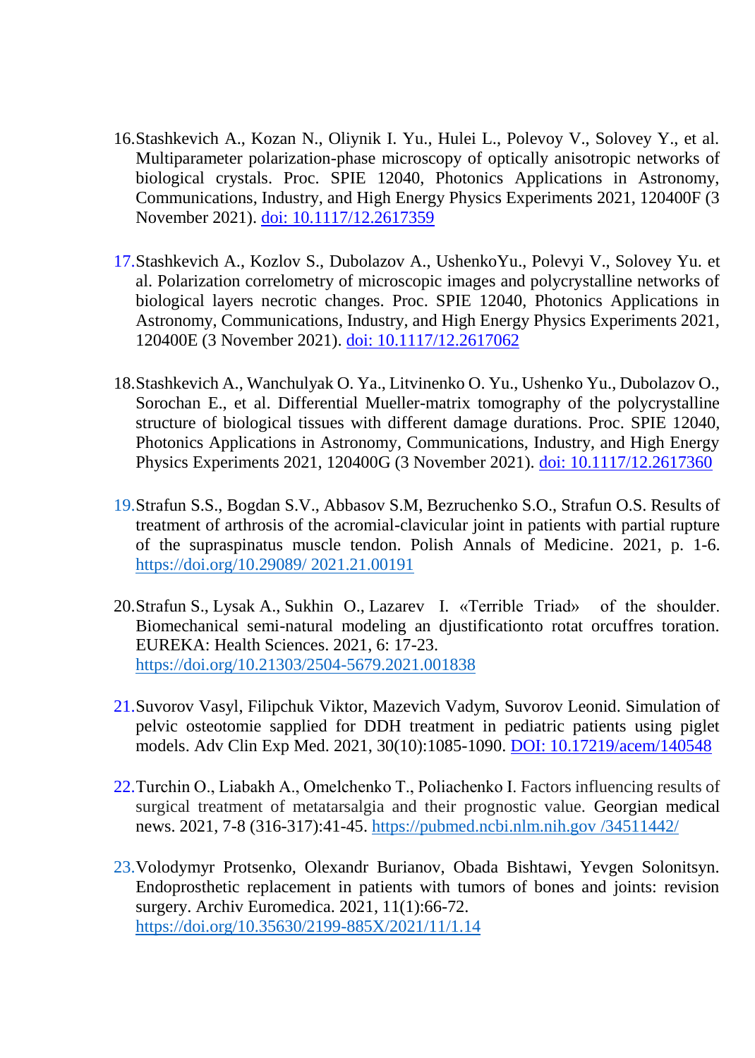16. Stashkevich A., Kozan N., Oliynik I. Yu., Hulei L., Polevoy V., Solovey Y., et al. Multiparameter polarization-phase microscopy of optically anisotropic networks of biological crystals. Proc. SPIE 12040, Photonics Applications in Astronomy, Communications, Industry, and High Energy Physics Experiments 2021, 120400F (3 November 2021). [doi: 10.1117/12.2617359](https://doi.org/10.1117/12.2617359)

17. Stashkevich A., Kozlov S., Dubolazov A., UshenkoYu., Polevyi V., Solovey Yu. et al. Polarization correlometry of microscopic images and polycrystalline networks of biological layers necrotic changes. Proc. SPIE 12040, Photonics Applications in Astronomy, Communications, Industry, and High Energy Physics Experiments 2021, 120400E (3 November 2021). [doi: 10.1117/12.2617062](https://doi.org/10.1117/12.2617062)

18. Stashkevich A., Wanchulyak O. Ya., Litvinenko O. Yu., Ushenko Yu., Dubolazov O., Sorochan E., et al. Differential Mueller-matrix tomography of the polycrystalline structure of biological tissues with different damage durations. Proc. SPIE 12040, Photonics Applications in Astronomy, Communications, Industry, and High Energy Physics Experiments 2021, 120400G (3 November 2021). [doi: 10.1117/12.2617360](https://doi.org/10.1117/12.2617360)

19. Strafun S.S., Bogdan S.V., Abbasov S.M, Bezruchenko S.O., Strafun O.S. Results of treatment of arthrosis of the acromial-clavicular joint in patients with partial rupture of the supraspinatus muscle tendon. Polish Annals of Medicine. 2021, p. 1-6. https://doi.org/10.29089/ 2021.21.00191

20. Strafun S., Lysak A., Sukhin O., Lazarev I. «Terrible Triad» of the shoulder. Biomechanical semi-natural modeling an djustificationto rotat orcuffres toration. EUREKA: Health Sciences. 2021, 6: 17-23. https://doi.org/10.21303/2504-5679.2021.001838

21. Suvorov Vasyl, Filipchuk Viktor, Mazevich Vadym, Suvorov Leonid. Simulation of pelvic osteotomie sapplied for DDH treatment in pediatric patients using piglet models. Adv Clin Exp Med. 2021, 30(10):1085-1090. [DOI: 10.17219/acem/140548](https://doi.org/10.17219/acem/140548)

22. Turchin O., Liabakh A., Omelchenko T., Poliachenko I. Factors influencing results of surgical treatment of metatarsalgia and their prognostic value. Georgian medical news. 2021, 7-8 (316-317):41-45. https://pubmed.ncbi.nlm.nih.gov /34511442/

23. Volodymyr Protsenko, Olexandr Burianov, Obada Bishtawi, Yevgen Solonitsyn. Endoprosthetic replacement in patients with tumors of bones and joints: revision surgery. Archiv Euromedica. 2021, 11(1):66-72. https://doi.org/10.35630/2199-885X/2021/11/1.14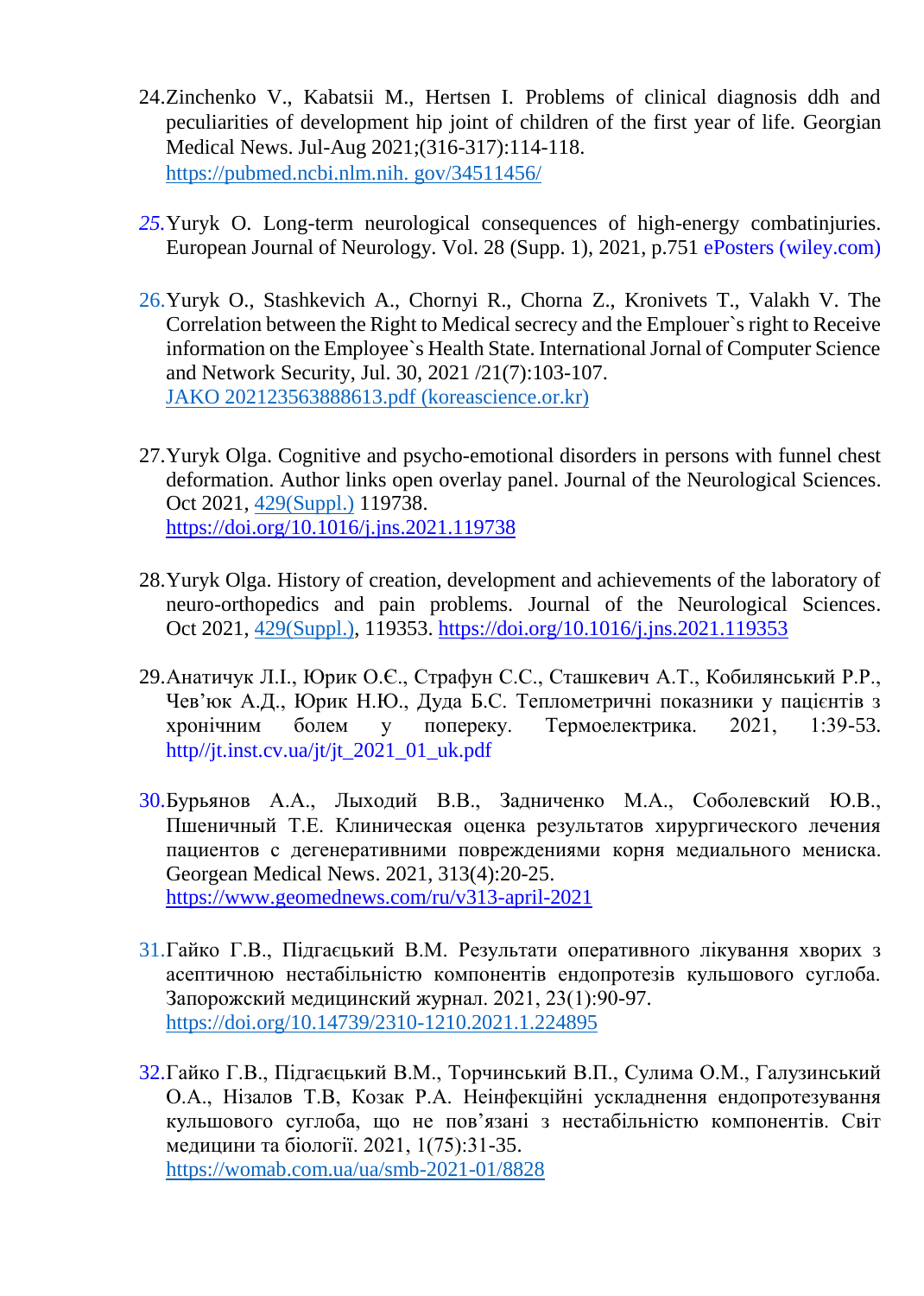24. Zinchenko V., Kabatsii M., Hertsen I. Problems of clinical diagnosis ddh and peculiarities of development hip joint of children of the first year of life. Georgian Medical News. Jul-Aug 2021;(316-317):114-118. https://pubmed.ncbi.nlm.nih. gov/34511456/

25. Yuryk O. Long-term neurological consequences of high-energy combatinjuries. European Journal of Neurology. Vol. 28 (Supp. 1), 2021, p.751 ePosters (wiley.com)

26. Yuryk O., Stashkevich A., Chornyi R., Chorna Z., Kronivets T., Valakh V. The Correlation between the Right to Medical secrecy and the Emplouer`s right to Receive information on the Employee`s Health State. International Jornal of Computer Science and Network Security, Jul. 30, 2021 /21(7):103-107. JAKO 202123563888613.pdf (koreascience.or.kr)

27. Yuryk Olga. Cognitive and psycho-emotional disorders in persons with funnel chest deformation. Author links open overlay panel. Journal of the Neurological Sciences. Oct 2021, 429(Suppl.) 119738. https://doi.org/10.1016/j.jns.2021.119738

28. Yuryk Olga. History of creation, development and achievements of the laboratory of neuro-orthopedics and pain problems. Journal of the Neurological Sciences. Oct 2021, 429(Suppl.), 119353. https://doi.org/10.1016/j.jns.2021.119353

29. Анатичук Л.І., Юрик О.Є., Страфун С.С., Сташкевич А.Т., Кобилянський Р.Р., Чев'юк А.Д., Юрик Н.Ю., Дуда Б.С. Теплометричні показники у пацієнтів з хронічним болем у попереку. Термоелектрика. 2021, 1:39-53. http//jt.inst.cv.ua/jt/jt_2021_01_uk.pdf

30. Бурьянов А.А., Лыходий В.В., Задниченко М.А., Соболевский Ю.В., Пшеничный Т.Е. Клиническая оценка результатов хирургического лечения пациентов с дегенеративними повреждениями корня медиального мениска. Georgean Medical News. 2021, 313(4):20-25. https://www.geomednews.com/ru/v313-april-2021

31. Гайко Г.В., Підгаєцький В.М. Результати оперативного лікування хворих з асептичною нестабільністю компонентів ендопротезів кульшового суглоба. Запорожский медицинский журнал. 2021, 23(1):90-97. https://doi.org/10.14739/2310-1210.2021.1.224895

32. Гайко Г.В., Підгаєцький В.М., Торчинський В.П., Сулима О.М., Галузинський О.А., Нізалов Т.В, Козак Р.А. Неінфекційні ускладнення ендопротезування кульшового суглоба, що не пов'язані з нестабільністю компонентів. Світ медицини та біології. 2021, 1(75):31-35. https://womab.com.ua/ua/smb-2021-01/8828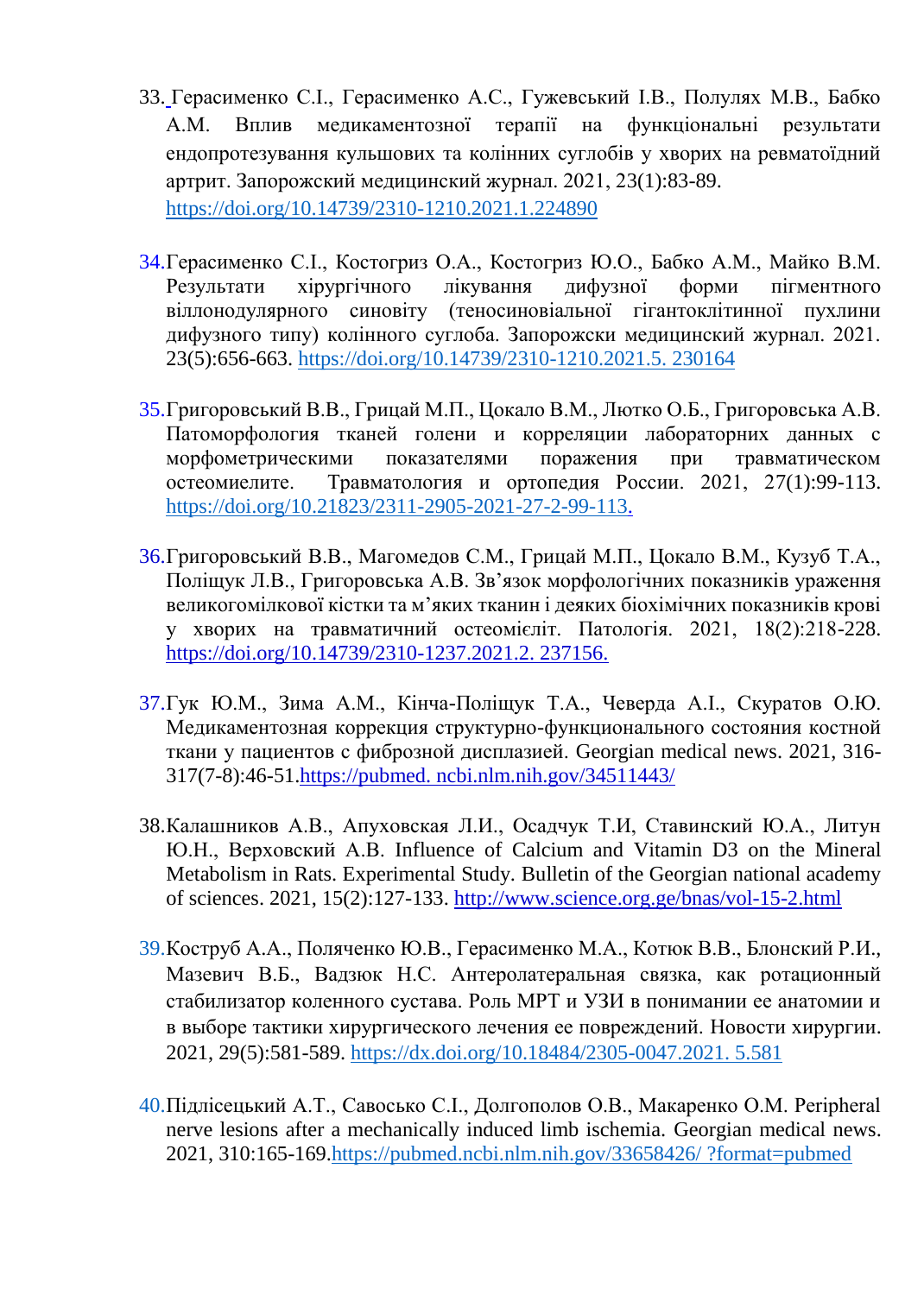33. Герасименко С.І., Герасименко А.С., Гужевський І.В., Полулях М.В., Бабко А.М. Вплив медикаментозної терапії на функціональні результати ендопротезування кульшових та колінних суглобів у хворих на ревматоїдний артрит. Запорожский медицинский журнал. 2021, 23(1):83-89. https://doi.org/10.14739/2310-1210.2021.1.224890

34. Герасименко С.І., Костогриз О.А., Костогриз Ю.О., Бабко А.М., Майко В.М. Результати хірургічного лікування дифузної форми пігментного віллонодулярного синовіту (теносиновіальної гігантоклітинної пухлини дифузного типу) колінного суглоба. Запорожски медицинский журнал. 2021. 23(5):656-663. https://doi.org/10.14739/2310-1210.2021.5. 230164

35. Григоровський В.В., Грицай М.П., Цокало В.М., Лютко О.Б., Григоровська А.В. Патоморфология тканей голени и корреляции лабораторных данных с морфометрическими показателями поражения при травматическом остеомиелите. Травматология и ортопедия России. 2021, 27(1):99-113. https://doi.org/10.21823/2311-2905-2021-27-2-99-113.

36. Григоровський В.В., Магомедов С.М., Грицай М.П., Цокало В.М., Кузуб Т.А., Поліщук Л.В., Григоровська А.В. Зв'язок морфологічних показників ураження великогомілкової кістки та м'яких тканин і деяких біохімічних показників крові у хворих на травматичний остеомієліт. Патологія. 2021, 18(2):218-228. https://doi.org/10.14739/2310-1237.2021.2. 237156.

37. Гук Ю.М., Зима А.М., Кінча-Поліщук Т.А., Чеверда А.І., Скуратов О.Ю. Медикаментозная коррекция структурно-функционального состояния костной ткани у пациентов с фиброзной дисплазией. Georgian medical news. 2021, 316-317(7-8):46-51.https://pubmed. ncbi.nlm.nih.gov/34511443/

38. Калашников А.В., Апуховская Л.И., Осадчук Т.И, Ставинский Ю.А., Литун Ю.Н., Верховский А.В. Influence of Calcium and Vitamin D3 on the Mineral Metabolism in Rats. Experimental Study. Bulletin of the Georgian national academy of sciences. 2021, 15(2):127-133. http://www.science.org.ge/bnas/vol-15-2.html

39. Коструб А.А., Поляченко Ю.В., Герасименко М.А., Котюк В.В., Блонский Р.И., Мазевич В.Б., Вадзюк Н.С. Антеролатеральная связка, как ротационный стабилизатор коленного сустава. Роль МРТ и УЗИ в понимании ее анатомии и в выборе тактики хирургического лечения ее повреждений. Новости хирургии. 2021, 29(5):581-589. https://dx.doi.org/10.18484/2305-0047.2021. 5.581

40. Підлісецький А.Т., Савосько С.І., Долгополов О.В., Макаренко О.М. Peripheral nerve lesions after a mechanically induced limb ischemia. Georgian medical news. 2021, 310:165-169.https://pubmed.ncbi.nlm.nih.gov/33658426/ ?format=pubmed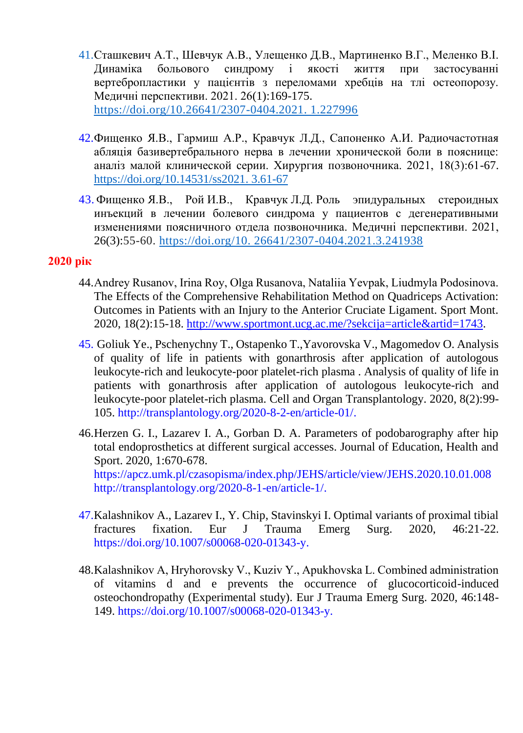41. Сташкевич А.Т., Шевчук А.В., Улещенко Д.В., Мартиненко В.Г., Меленко В.І. Динаміка больового синдрому і якості життя при застосуванні вертебропластики у пацієнтів з переломами хребців на тлі остеопорозу. Медичні перспективи. 2021. 26(1):169-175. https://doi.org/10.26641/2307-0404.2021. 1.227996

42. Фищенко Я.В., Гармиш А.Р., Кравчук Л.Д., Сапоненко А.И. Радиочастотная абляція базивертебрального нерва в лечении хронической боли в пояснице: аналіз малой клинической серии. Хирургия позвоночника. 2021, 18(3):61-67. https://doi.org/10.14531/ss2021. 3.61-67

43. Фищенко Я.В., Рой И.В., Кравчук Л.Д. Роль эпидуральных стероидных инъекций в лечении болевого синдрома у пациентов с дегенеративными изменениями поясничного отдела позвоночника. Медичні перспективи. 2021, 26(3):55-60. https://doi.org/10. 26641/2307-0404.2021.3.241938

**2020 рік**

44. Andrey Rusanov, Irina Roy, Olga Rusanova, Nataliia Yevpak, Liudmyla Podosinova. The Effects of the Comprehensive Rehabilitation Method on Quadriceps Activation: Outcomes in Patients with an Injury to the Anterior Cruciate Ligament. Sport Mont. 2020, 18(2):15-18. http://www.sportmont.ucg.ac.me/?sekcija=article&artid=1743.

45. Goliuk Ye., Pschenychny T., Ostapenko T.,Yavorovska V., Magomedov O. Analysis of quality of life in patients with gonarthrosis after application of autologous leukocyte-rich and leukocyte-poor platelet-rich plasma . Analysis of quality of life in patients with gonarthrosis after application of autologous leukocyte-rich and leukocyte-poor platelet-rich plasma. Cell and Organ Transplantology. 2020, 8(2):99-105. http://transplantology.org/2020-8-2-en/article-01/.

46. Herzen G. I., Lazarev I. A., Gorban D. A. Parameters of podobarography after hip total endoprosthetics at different surgical accesses. Journal of Education, Health and Sport. 2020, 1:670-678. https://apcz.umk.pl/czasopisma/index.php/JEHS/article/view/JEHS.2020.10.01.008 http://transplantology.org/2020-8-1-en/article-1/.

47. Kalashnikov A., Lazarev I., Y. Chip, Stavinskyi I. Optimal variants of proximal tibial fractures fixation. Eur J Trauma Emerg Surg. 2020, 46:21-22. https://doi.org/10.1007/s00068-020-01343-y.

48. Kalashnikov A, Hryhorovsky V., Kuziv Y., Apukhovska L. Combined administration of vitamins d and e prevents the occurrence of glucocorticoid-induced osteochondropathy (Experimental study). Eur J Trauma Emerg Surg. 2020, 46:148-149. https://doi.org/10.1007/s00068-020-01343-y.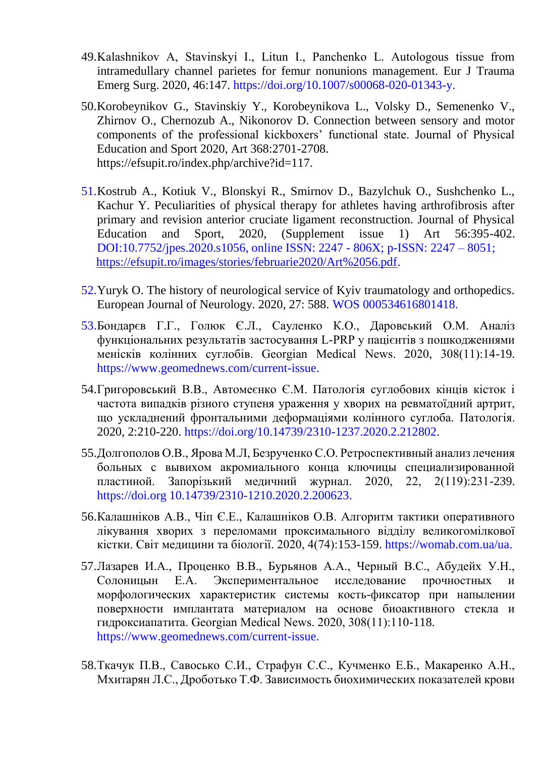49. Kalashnikov A, Stavinskyi I., Litun I., Panchenko L. Autologous tissue from intramedullary channel parietes for femur nonunions management. Eur J Trauma Emerg Surg. 2020, 46:147. https://doi.org/10.1007/s00068-020-01343-y.

50. Korobeynikov G., Stavinskiy Y., Korobeynikova L., Volsky D., Semenenko V., Zhirnov O., Chernozub A., Nikonorov D. Connection between sensory and motor components of the professional kickboxers' functional state. Journal of Physical Education and Sport 2020, Art 368:2701-2708. https://efsupit.ro/index.php/archive?id=117.

51. Kostrub A., Kotiuk V., Blonskyi R., Smirnov D., Bazylchuk O., Sushchenko L., Kachur Y. Peculiarities of physical therapy for athletes having arthrofibrosis after primary and revision anterior cruciate ligament reconstruction. Journal of Physical Education and Sport, 2020, (Supplement issue 1) Art 56:395-402. DOI:10.7752/jpes.2020.s1056, online ISSN: 2247 - 806X; p-ISSN: 2247 – 8051; https://efsupit.ro/images/stories/februarie2020/Art%2056.pdf.

52. Yuryk O. The history of neurological service of Kyiv traumatology and orthopedics. European Journal of Neurology. 2020, 27: 588. WOS 000534616801418.

53. Бондарєв Г.Г., Голюк Є.Л., Сауленко К.О., Даровський О.М. Аналіз функціональних результатів застосування L-PRP у пацієнтів з пошкодженнями менісків колінних суглобів. Georgian Medical News. 2020, 308(11):14-19. https://www.geomednews.com/current-issue.

54. Григоровський В.В., Автомеєнко Є.М. Патологія суглобових кінців кісток і частота випадків різного ступеня ураження у хворих на ревматоїдний артрит, що ускладнений фронтальними деформаціями колінного суглоба. Патологія. 2020, 2:210-220. https://doi.org/10.14739/2310-1237.2020.2.212802.

55. Долгополов О.В., Ярова М.Л, Безрученко С.О. Ретроспективный анализ лечения больных с вывихом акромиального конца ключицы специализированной пластиной. Запорізький медичний журнал. 2020, 22, 2(119):231-239. https://doi.org 10.14739/2310-1210.2020.2.200623.

56. Калашніков А.В., Чіп Є.Е., Калашніков О.В. Алгоритм тактики оперативного лікування хворих з переломами проксимального відділу великогомілкової кістки. Світ медицини та біології. 2020, 4(74):153-159. https://womab.com.ua/ua.

57. Лазарев И.А., Проценко В.В., Бурьянов А.А., Черный В.С., Абудейх У.Н., Солоницын Е.А. Экспериментальное исследование прочностных и морфологических характеристик системы кость-фиксатор при напылении поверхности имплантата материалом на основе биоактивного стекла и гидроксиапатита. Georgian Medical News. 2020, 308(11):110-118. https://www.geomednews.com/current-issue.

58. Ткачук П.В., Савосько С.И., Страфун С.С., Кучменко Е.Б., Макаренко А.Н., Мхитарян Л.С., Дроботько Т.Ф. Зависимость биохимических показателей крови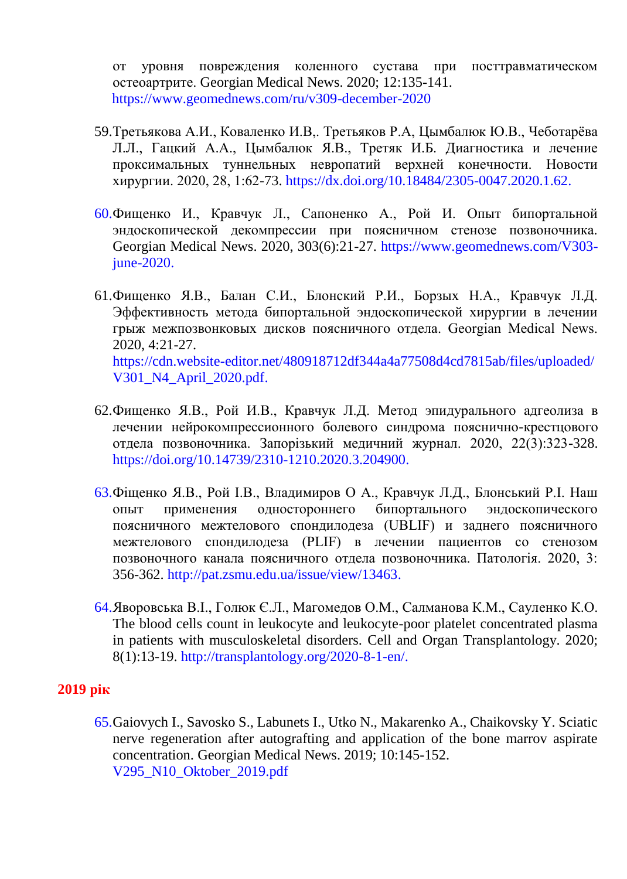от уровня повреждения коленного сустава при посттравматическом остеоартрите. Georgian Medical News. 2020; 12:135-141. https://www.geomednews.com/ru/v309-december-2020

59. Третьякова А.И., Коваленко И.В,. Третьяков Р.А, Цымбалюк Ю.В., Чеботарёва Л.Л., Гацкий А.А., Цымбалюк Я.В., Третяк И.Б. Диагностика и лечение проксимальных туннельных невропатий верхней конечности. Новости хирургии. 2020, 28, 1:62-73. https://dx.doi.org/10.18484/2305-0047.2020.1.62.

60. Фищенко И., Кравчук Л., Сапоненко А., Рой И. Опыт бипортальной эндоскопической декомпрессии при поясничном стенозе позвоночника. Georgian Medical News. 2020, 303(6):21-27. https://www.geomednews.com/V303-june-2020.

61. Фищенко Я.В., Балан С.И., Блонский Р.И., Борзых Н.А., Кравчук Л.Д. Эффективность метода бипортальной эндоскопической хирургии в лечении грыж межпозвонковых дисков поясничного отдела. Georgian Medical News. 2020, 4:21-27. https://cdn.website-editor.net/480918712df344a4a77508d4cd7815ab/files/uploaded/V301_N4_April_2020.pdf.

62. Фищенко Я.В., Рой И.В., Кравчук Л.Д. Метод эпидурального адгеолиза в лечении нейрокомпрессионного болевого синдрома пояснично-крестцового отдела позвоночника. Запорізький медичний журнал. 2020, 22(3):323-328. https://doi.org/10.14739/2310-1210.2020.3.204900.

63. Фіщенко Я.В., Рой І.В., Владимиров О А., Кравчук Л.Д., Блонський Р.І. Наш опыт применения одностороннего бипортального эндоскопического поясничного межтелового спондилодеза (UBLIF) и заднего поясничного межтелового спондилодеза (PLIF) в лечении пациентов со стенозом позвоночного канала поясничного отдела позвоночника. Патологія. 2020, 3: 356-362. http://pat.zsmu.edu.ua/issue/view/13463.

64. Яворовська В.І., Голюк Є.Л., Магомедов О.М., Салманова К.М., Сауленко К.О. The blood cells count in leukocyte and leukocyte-poor platelet concentrated plasma in patients with musculoskeletal disorders. Cell and Organ Transplantology. 2020; 8(1):13-19. http://transplantology.org/2020-8-1-en/.

**2019 рік**

65. Gaiovych I., Savosko S., Labunets I., Utko N., Makarenko A., Chaikovsky Y. Sciatic nerve regeneration after autografting and application of the bone marrov aspirate concentration. Georgian Medical News. 2019; 10:145-152. V295_N10_Oktober_2019.pdf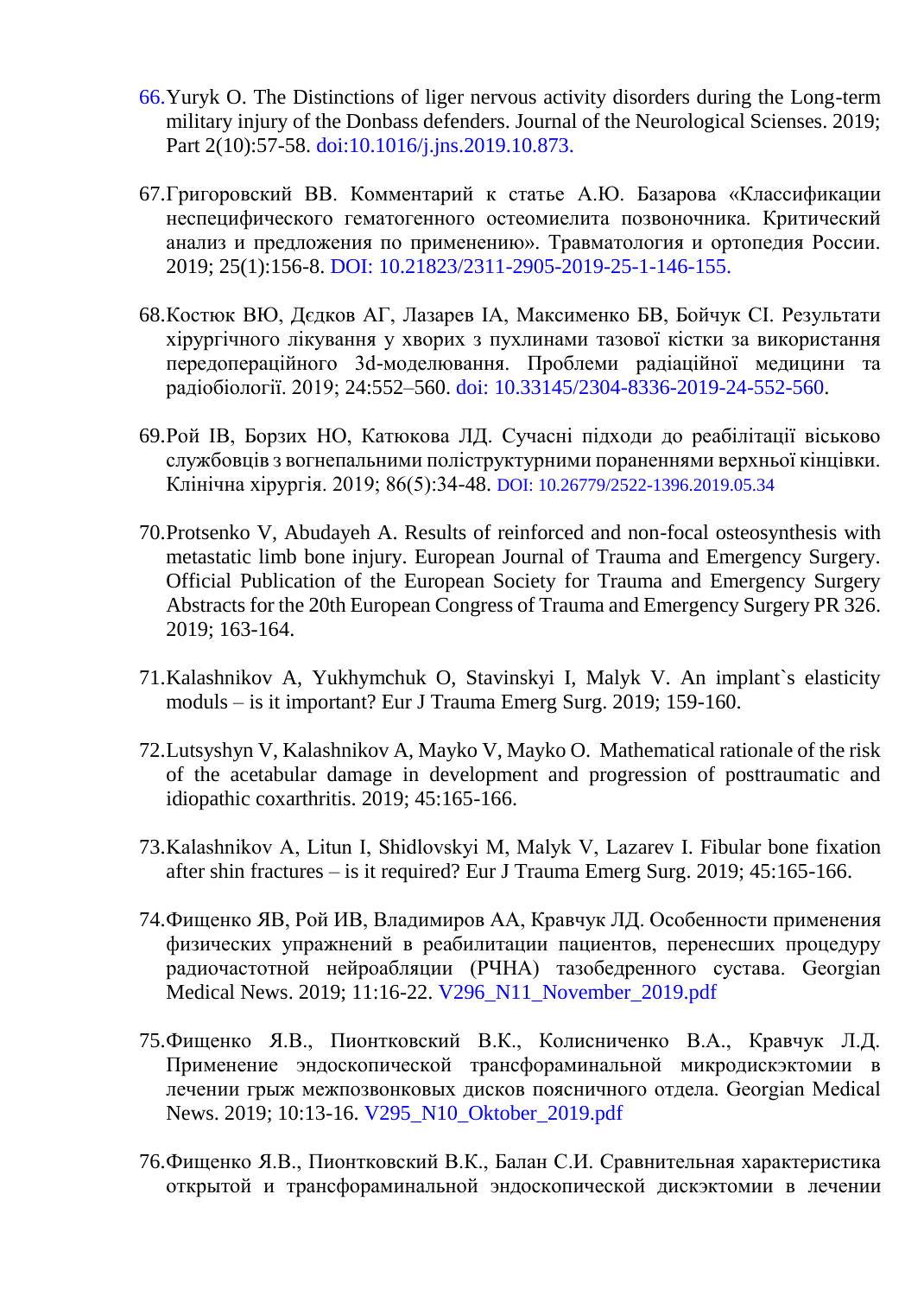66. Yuryk O. The Distinctions of liger nervous activity disorders during the Long-term military injury of the Donbass defenders. Journal of the Neurological Sciences. 2019; Part 2(10):57-58. doi:10.1016/j.jns.2019.10.873.

67. Григоровский ВВ. Комментарий к статье А.Ю. Базарова «Классификации неспецифического гематогенного остеомиелита позвоночника. Критический анализ и предложения по применению». Травматология и ортопедия России. 2019; 25(1):156-8. DOI: 10.21823/2311-2905-2019-25-1-146-155.

68. Костюк ВЮ, Дєдков АГ, Лазарев ІА, Максименко БВ, Бойчук СІ. Результати хірургічного лікування у хворих з пухлинами тазової кістки за використання передопераційного 3d-моделювання. Проблеми радіаційної медицини та радіобіології. 2019; 24:552–560. doi: 10.33145/2304-8336-2019-24-552-560.

69. Рой ІВ, Борзих НО, Катюкова ЛД. Сучасні підходи до реабілітації військово службовців з вогнепальними поліструктурними пораненнями верхньої кінцівки. Клінічна хірургія. 2019; 86(5):34-48. DOI: 10.26779/2522-1396.2019.05.34

70. Protsenko V, Abudayeh A. Results of reinforced and non-focal osteosynthesis with metastatic limb bone injury. European Journal of Trauma and Emergency Surgery. Official Publication of the European Society for Trauma and Emergency Surgery Abstracts for the 20th European Congress of Trauma and Emergency Surgery PR 326. 2019; 163-164.

71. Kalashnikov A, Yukhymchuk O, Stavinskyi I, Malyk V. An implant`s elasticity moduls – is it important? Eur J Trauma Emerg Surg. 2019; 159-160.

72. Lutsyshyn V, Kalashnikov A, Mayko V, Mayko O. Mathematical rationale of the risk of the acetabular damage in development and progression of posttraumatic and idiopathic coxarthritis. 2019; 45:165-166.

73. Kalashnikov A, Litun I, Shidlovskyi M, Malyk V, Lazarev I. Fibular bone fixation after shin fractures – is it required? Eur J Trauma Emerg Surg. 2019; 45:165-166.

74. Фищенко ЯВ, Рой ИВ, Владимиров АА, Кравчук ЛД. Особенности применения физических упражнений в реабилитации пациентов, перенесших процедуру радиочастотной нейроабляции (РЧНА) тазобедренного сустава. Georgian Medical News. 2019; 11:16-22. V296_N11_November_2019.pdf

75. Фищенко Я.В., Пионтковский В.К., Колисниченко В.А., Кравчук Л.Д. Применение эндоскопической трансфораминальной микродискэктомии в лечении грыж межпозвонковых дисков поясничного отдела. Georgian Medical News. 2019; 10:13-16. V295_N10_Oktober_2019.pdf

76. Фищенко Я.В., Пионтковский В.К., Балан С.И. Сравнительная характеристика открытой и трансфораминальной эндоскопической дискэктомии в лечении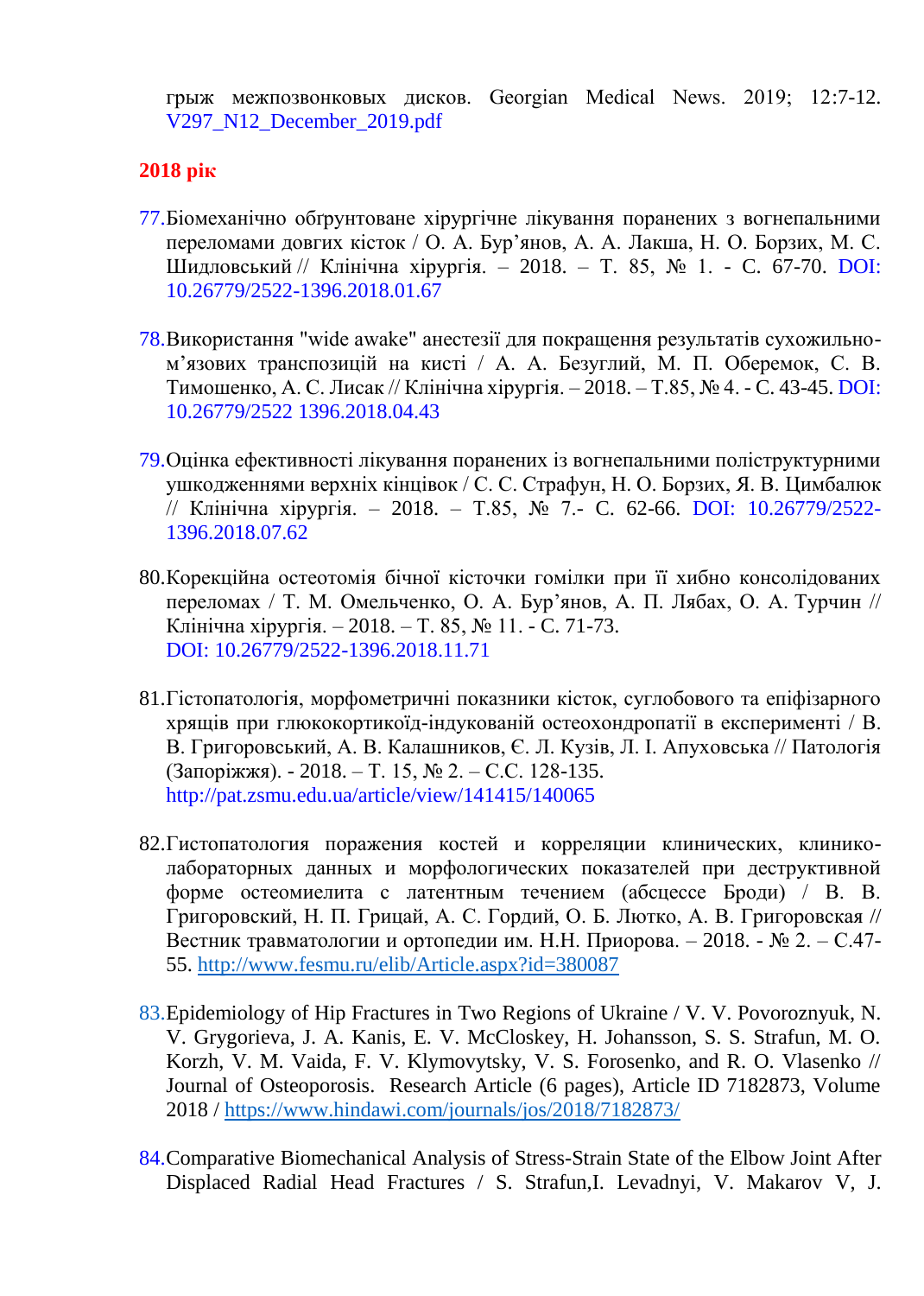грыж межпозвонковых дисков. Georgian Medical News. 2019; 12:7-12. V297_N12_December_2019.pdf

**2018 рік**

77. Біомеханічно обгрунтоване хірургічне лікування поранених з вогнепальними переломами довгих кісток / О. А. Бур'янов, А. А. Лакша, Н. О. Борзих, М. С. Шидловський // Клінічна хірургія. – 2018. – Т. 85, № 1. - С. 67-70. DOI: 10.26779/2522-1396.2018.01.67

78. Використання "wide awake" анестезії для покращення результатів сухожильно-м'язових транспозицій на кисті / А. А. Безуглий, М. П. Оберемок, С. В. Тимошенко, А. С. Лисак // Клінічна хірургія. – 2018. – Т.85, № 4. - С. 43-45. DOI: 10.26779/2522 1396.2018.04.43

79. Оцінка ефективності лікування поранених із вогнепальними поліструктурними ушкодженнями верхніх кінцівок / С. С. Страфун, Н. О. Борзих, Я. В. Цимбалюк // Клінічна хірургія. – 2018. – Т.85, № 7.- С. 62-66. DOI: 10.26779/2522-1396.2018.07.62

80. Корекційна остеотомія бічної кісточки гомілки при її хибно консолідованих переломах / Т. М. Омельченко, О. А. Бур'янов, А. П. Лябах, О. А. Турчин // Клінічна хірургія. – 2018. – Т. 85, № 11. - С. 71-73. DOI: 10.26779/2522-1396.2018.11.71

81. Гістопатологія, морфометричні показники кісток, суглобового та епіфізарного хрящів при глюкокортикоїд-індукованій остеохондропатії в експерименті / В. В. Григоровський, А. В. Калашников, Є. Л. Кузів, Л. І. Апуховська // Патологія (Запоріжжя). - 2018. – Т. 15, № 2. – С.С. 128-135. http://pat.zsmu.edu.ua/article/view/141415/140065

82. Гистопатология поражения костей и корреляции клинических, клинико-лабораторных данных и морфологических показателей при деструктивной форме остеомиелита с латентным течением (абсцессе Броди) / В. В. Григоровский, Н. П. Грицай, А. С. Гордий, О. Б. Лютко, А. В. Григоровская // Вестник травматологии и ортопедии им. Н.Н. Приорова. – 2018. - № 2. – С.47-55. http://www.fesmu.ru/elib/Article.aspx?id=380087

83. Epidemiology of Hip Fractures in Two Regions of Ukraine / V. V. Povoroznyuk, N. V. Grygorieva, J. A. Kanis, E. V. McCloskey, H. Johansson, S. S. Strafun, M. O. Korzh, V. M. Vaida, F. V. Klymovytsky, V. S. Forosenko, and R. O. Vlasenko // Journal of Osteoporosis. Research Article (6 pages), Article ID 7182873, Volume 2018 / https://www.hindawi.com/journals/jos/2018/7182873/

84. Comparative Biomechanical Analysis of Stress-Strain State of the Elbow Joint After Displaced Radial Head Fractures / S. Strafun,I. Levadnyi, V. Makarov V, J.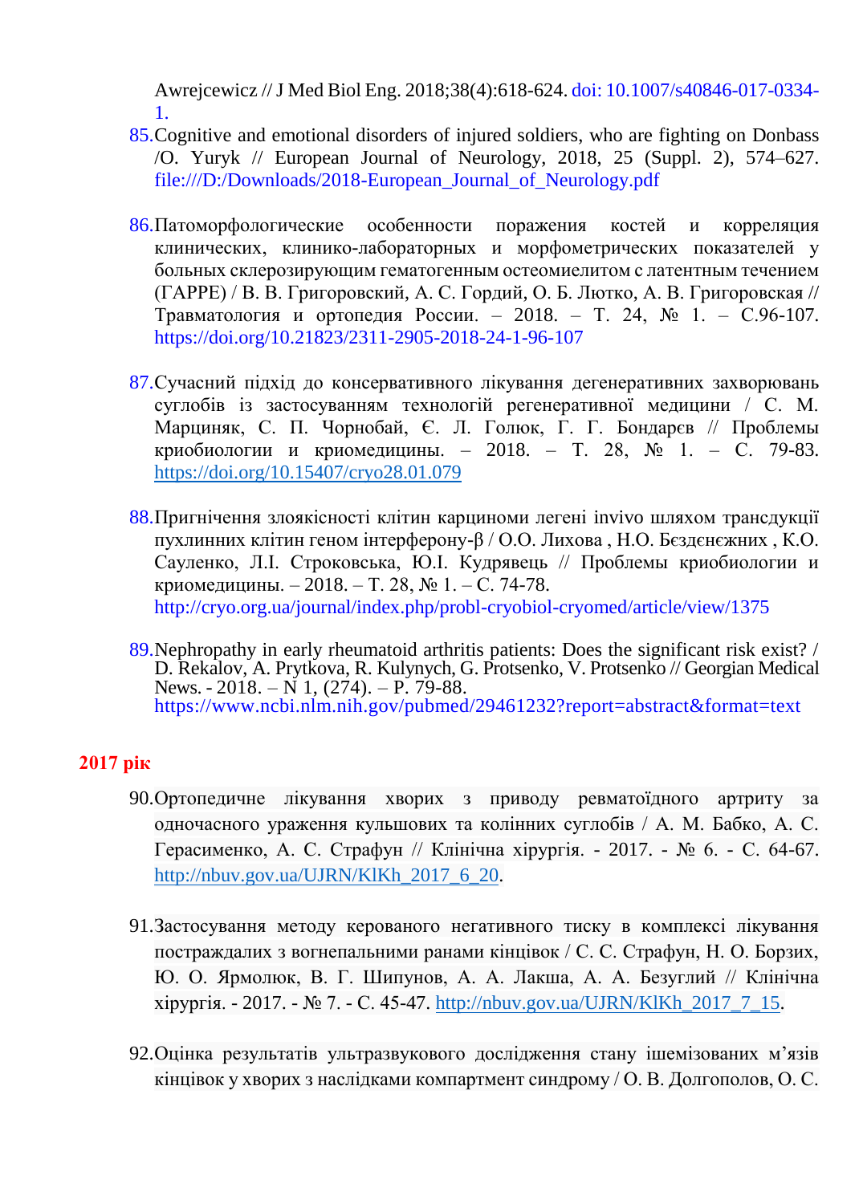Awrejcewicz // J Med Biol Eng. 2018;38(4):618-624. doi: 10.1007/s40846-017-0334-1.

85. Cognitive and emotional disorders of injured soldiers, who are fighting on Donbass /O. Yuryk // European Journal of Neurology, 2018, 25 (Suppl. 2), 574–627. file:///D:/Downloads/2018-European_Journal_of_Neurology.pdf

86. Патоморфологические особенности поражения костей и корреляция клинических, клинико-лабораторных и морфометрических показателей у больных склерозирующим гематогенным остеомиелитом с латентным течением (ГАРРЕ) / В. В. Григоровский, А. С. Гордий, О. Б. Лютко, А. В. Григоровская // Травматология и ортопедия России. – 2018. – Т. 24, № 1. – С.96-107. https://doi.org/10.21823/2311-2905-2018-24-1-96-107

87. Сучасний підхід до консервативного лікування дегенеративних захворювань суглобів із застосуванням технологій регенеративної медицини / С. М. Марциняк, С. П. Чорнобай, Є. Л. Голюк, Г. Г. Бондарєв // Проблемы криобиологии и криомедицины. – 2018. – Т. 28, № 1. – С. 79-83. https://doi.org/10.15407/cryo28.01.079

88. Пригнічення злоякісності клітин карциноми легені invivo шляхом трансдукції пухлинних клітин геном інтерферону-β / О.О. Лихова , Н.О. Бєздєнєжних , К.О. Сауленко, Л.І. Строковська, Ю.І. Кудрявець // Проблемы криобиологии и криомедицины. – 2018. – Т. 28, № 1. – С. 74-78. http://cryo.org.ua/journal/index.php/probl-cryobiol-cryomed/article/view/1375

89. Nephropathy in early rheumatoid arthritis patients: Does the significant risk exist? / D. Rekalov, A. Prytkova, R. Kulynych, G. Protsenko, V. Protsenko // Georgian Medical News. - 2018. – N 1, (274). – P. 79-88. https://www.ncbi.nlm.nih.gov/pubmed/29461232?report=abstract&format=text

## 2017 рік

90. Ортопедичне лікування хворих з приводу ревматоїдного артриту за одночасного ураження кульшових та колінних суглобів / А. М. Бабко, А. С. Герасименко, А. С. Страфун // Клінічна хірургія. - 2017. - № 6. - С. 64-67. http://nbuv.gov.ua/UJRN/KlKh_2017_6_20.

91. Застосування методу керованого негативного тиску в комплексі лікування постраждалих з вогнепальними ранами кінцівок / С. С. Страфун, Н. О. Борзих, Ю. О. Ярмолюк, В. Г. Шипунов, А. А. Лакша, А. А. Безуглий // Клінічна хірургія. - 2017. - № 7. - С. 45-47. http://nbuv.gov.ua/UJRN/KlKh_2017_7_15.

92. Оцінка результатів ультразвукового дослідження стану ішемізованих м'язів кінцівок у хворих з наслідками компартмент синдрому / О. В. Долгополов, О. С.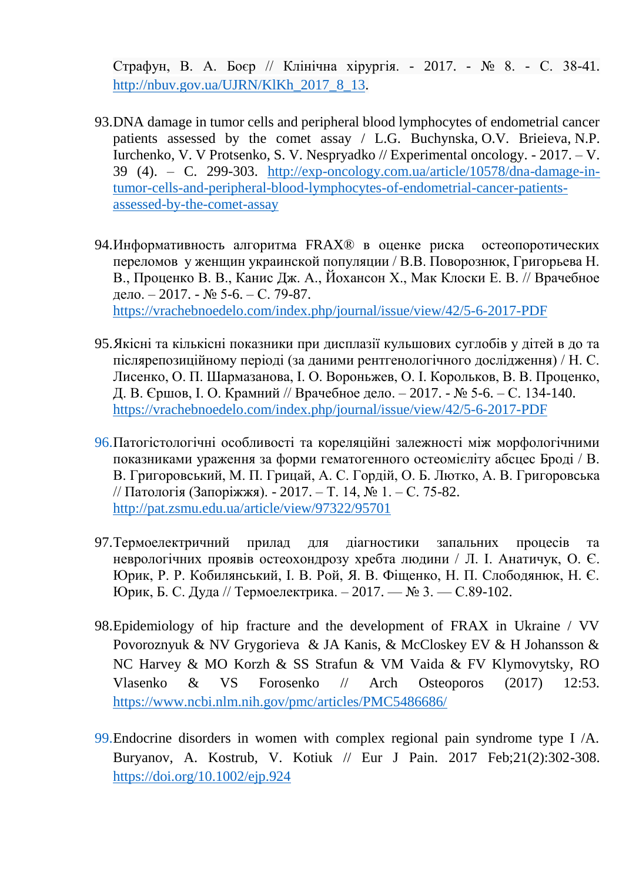Страфун, В. А. Боєр // Клінічна хірургія. - 2017. - № 8. - С. 38-41. http://nbuv.gov.ua/UJRN/KlKh_2017_8_13.

93. DNA damage in tumor cells and peripheral blood lymphocytes of endometrial cancer patients assessed by the comet assay / L.G. Buchynska, O.V. Brieieva, N.P. Iurchenko, V. V Protsenko, S. V. Nespryadko // Experimental oncology. - 2017. – V. 39 (4). – C. 299-303. http://exp-oncology.com.ua/article/10578/dna-damage-in-tumor-cells-and-peripheral-blood-lymphocytes-of-endometrial-cancer-patients-assessed-by-the-comet-assay

94. Информативность алгоритма FRAX® в оценке риска остеопоротических переломов у женщин украинской популяции / В.В. Поворознюк, Григорьева Н. В., Проценко В. В., Канис Дж. А., Йохансон Х., Мак Клоски Е. В. // Врачебное дело. – 2017. - № 5-6. – С. 79-87. https://vrachebnoedelo.com/index.php/journal/issue/view/42/5-6-2017-PDF

95. Якісні та кількісні показники при дисплазії кульшових суглобів у дітей в до та післярепозиційному періоді (за даними рентгенологічного дослідження) / Н. С. Лисенко, О. П. Шармазанова, І. О. Вороньжев, О. І. Корольков, В. В. Проценко, Д. В. Єршов, І. О. Крамний // Врачебное дело. – 2017. - № 5-6. – С. 134-140. https://vrachebnoedelo.com/index.php/journal/issue/view/42/5-6-2017-PDF

96. Патогістологічні особливості та кореляційні залежності між морфологічними показниками ураження за форми гематогенного остеомієліту абсцес Броді / В. В. Григоровський, М. П. Грицай, А. С. Гордій, О. Б. Лютко, А. В. Григоровська // Патологія (Запоріжжя). - 2017. – Т. 14, № 1. – С. 75-82. http://pat.zsmu.edu.ua/article/view/97322/95701

97. Термоелектричний прилад для діагностики запальних процесів та неврологічних проявів остеохондрозу хребта людини / Л. І. Анатичук, О. Є. Юрик, Р. Р. Кобилянський, І. В. Рой, Я. В. Фіщенко, Н. П. Слободянюк, Н. Є. Юрик, Б. С. Дуда // Термоелектрика. – 2017. — № 3. — С.89-102.

98. Epidemiology of hip fracture and the development of FRAX in Ukraine / VV Povoroznyuk & NV Grygorieva & JA Kanis, & McCloskey EV & H Johansson & NC Harvey & MO Korzh & SS Strafun & VM Vaida & FV Klymovytsky, RO Vlasenko & VS Forosenko // Arch Osteoporos (2017) 12:53. https://www.ncbi.nlm.nih.gov/pmc/articles/PMC5486686/

99. Endocrine disorders in women with complex regional pain syndrome type I /A. Buryanov, A. Kostrub, V. Kotiuk // Eur J Pain. 2017 Feb;21(2):302-308. https://doi.org/10.1002/ejp.924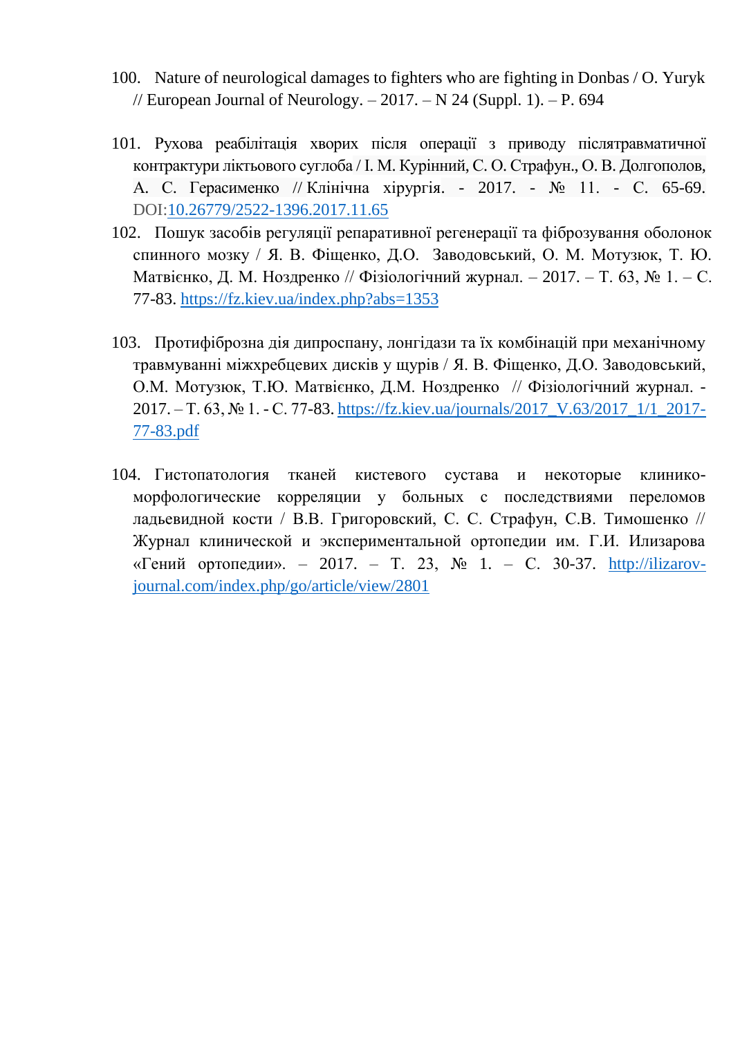100. Nature of neurological damages to fighters who are fighting in Donbas / O. Yuryk // European Journal of Neurology. – 2017. – N 24 (Suppl. 1). – P. 694

101. Рухова реабілітація хворих після операції з приводу післятравматичної контрактури ліктьового суглоба / І. М. Курінний, С. О. Страфун., О. В. Долгополов, А. С. Герасименко // Клінічна хірургія. - 2017. - № 11. - С. 65-69. DOI:10.26779/2522-1396.2017.11.65

102. Пошук засобів регуляції репаративної регенерації та фіброзування оболонок спинного мозку / Я. В. Фіщенко, Д.О. Заводовський, О. М. Мотузюк, Т. Ю. Матвієнко, Д. М. Ноздренко // Фізіологічний журнал. – 2017. – Т. 63, № 1. – С. 77-83. https://fz.kiev.ua/index.php?abs=1353

103. Протифіброзна дія дипроспану, лонгідази та їх комбінацій при механічному травмуванні міжхребцевих дисків у щурів / Я. В. Фіщенко, Д.О. Заводовський, О.М. Мотузюк, Т.Ю. Матвієнко, Д.М. Ноздренко // Фізіологічний журнал. - 2017. – Т. 63, № 1. - С. 77-83. https://fz.kiev.ua/journals/2017_V.63/2017_1/1_2017-77-83.pdf

104. Гистопатология тканей кистевого сустава и некоторые клинико-морфологические корреляции у больных с последствиями переломов ладьевидной кости / В.В. Григоровский, С. С. Страфун, С.В. Тимошенко // Журнал клинической и экспериментальной ортопедии им. Г.И. Илизарова «Гений ортопедии». – 2017. – Т. 23, № 1. – С. 30-37. http://ilizarov-journal.com/index.php/go/article/view/2801